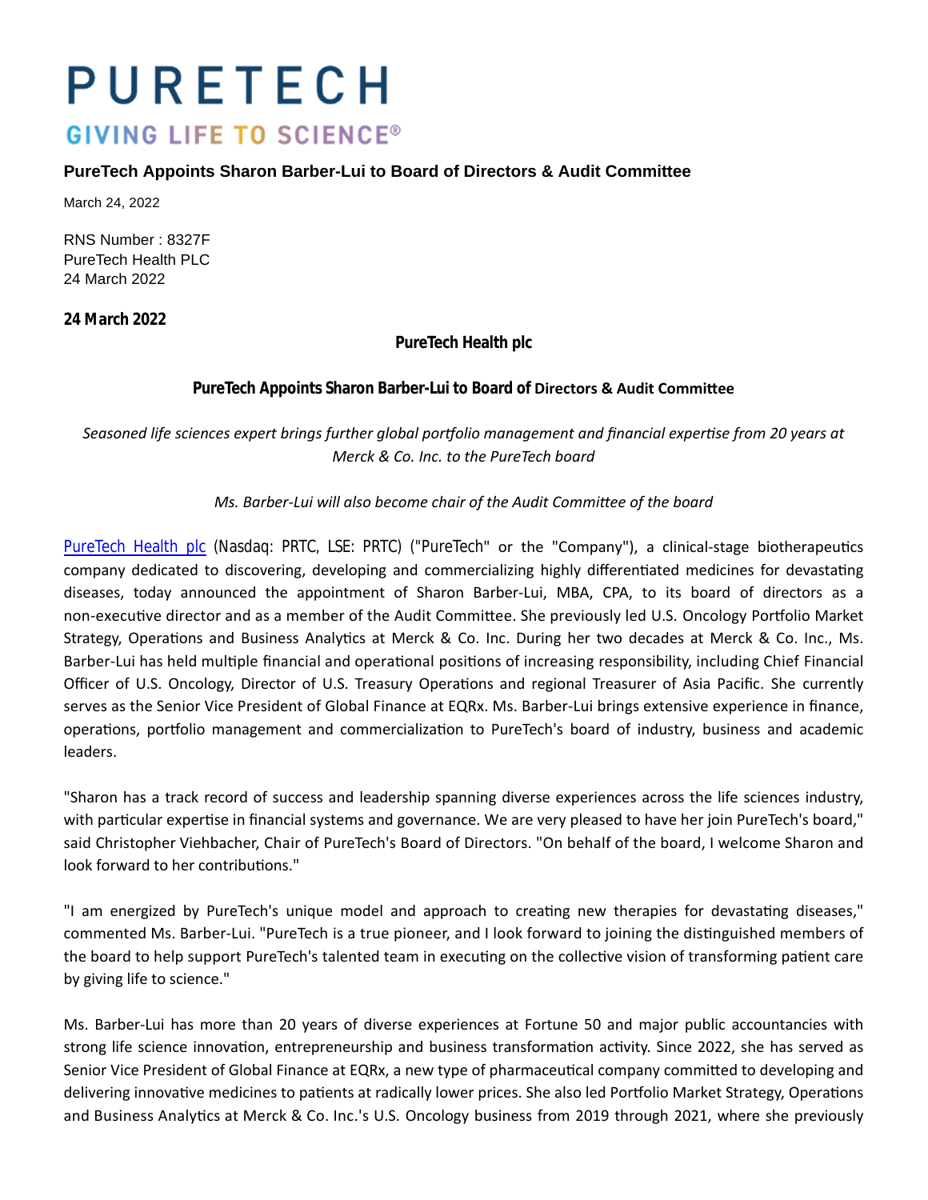# PURETECH

GIVING LIFE TO SCIENCE®

## PureTech Appoints Sharon Barber-Lui to Board of Directors & Audit Committee

March 24, 2022

RNS Number : 8327F
PureTech Health PLC
24 March 2022

**24 March 2022**

**PureTech Health plc**

**PureTech Appoints Sharon Barber-Lui to Board of Directors & Audit Committee**

*Seasoned life sciences expert brings further global portfolio management and financial expertise from 20 years at Merck & Co. Inc. to the PureTech board*

*Ms. Barber-Lui will also become chair of the Audit Committee of the board*

PureTech Health plc (Nasdaq: PRTC, LSE: PRTC) ("PureTech" or the "Company"), a clinical-stage biotherapeutics company dedicated to discovering, developing and commercializing highly differentiated medicines for devastating diseases, today announced the appointment of Sharon Barber-Lui, MBA, CPA, to its board of directors as a non-executive director and as a member of the Audit Committee. She previously led U.S. Oncology Portfolio Market Strategy, Operations and Business Analytics at Merck & Co. Inc. During her two decades at Merck & Co. Inc., Ms. Barber-Lui has held multiple financial and operational positions of increasing responsibility, including Chief Financial Officer of U.S. Oncology, Director of U.S. Treasury Operations and regional Treasurer of Asia Pacific. She currently serves as the Senior Vice President of Global Finance at EQRx. Ms. Barber-Lui brings extensive experience in finance, operations, portfolio management and commercialization to PureTech's board of industry, business and academic leaders.

"Sharon has a track record of success and leadership spanning diverse experiences across the life sciences industry, with particular expertise in financial systems and governance. We are very pleased to have her join PureTech's board," said Christopher Viehbacher, Chair of PureTech's Board of Directors. "On behalf of the board, I welcome Sharon and look forward to her contributions."

"I am energized by PureTech's unique model and approach to creating new therapies for devastating diseases," commented Ms. Barber-Lui. "PureTech is a true pioneer, and I look forward to joining the distinguished members of the board to help support PureTech's talented team in executing on the collective vision of transforming patient care by giving life to science."

Ms. Barber-Lui has more than 20 years of diverse experiences at Fortune 50 and major public accountancies with strong life science innovation, entrepreneurship and business transformation activity. Since 2022, she has served as Senior Vice President of Global Finance at EQRx, a new type of pharmaceutical company committed to developing and delivering innovative medicines to patients at radically lower prices. She also led Portfolio Market Strategy, Operations and Business Analytics at Merck & Co. Inc.'s U.S. Oncology business from 2019 through 2021, where she previously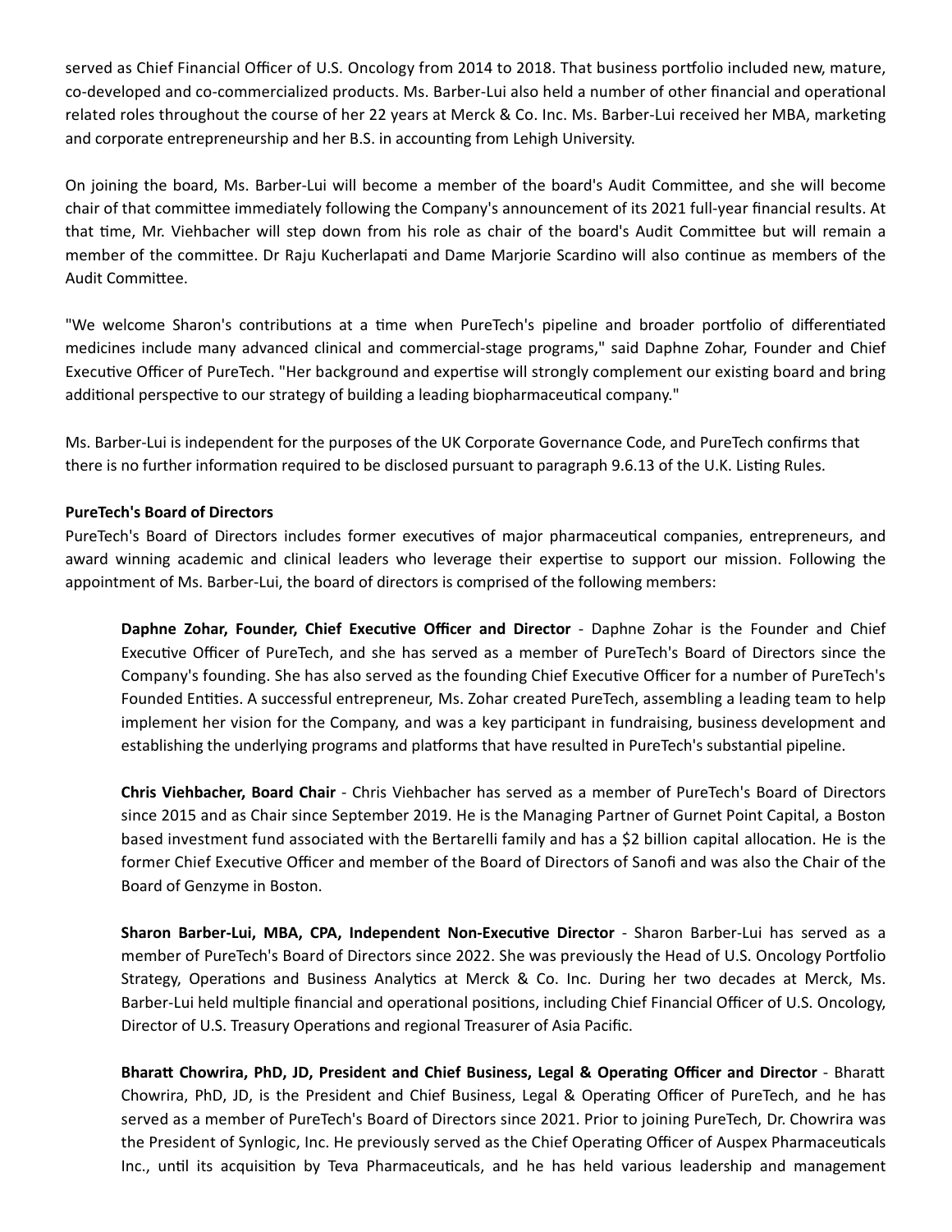served as Chief Financial Officer of U.S. Oncology from 2014 to 2018. That business portfolio included new, mature, co-developed and co-commercialized products. Ms. Barber-Lui also held a number of other financial and operational related roles throughout the course of her 22 years at Merck & Co. Inc. Ms. Barber-Lui received her MBA, marketing and corporate entrepreneurship and her B.S. in accounting from Lehigh University.

On joining the board, Ms. Barber-Lui will become a member of the board's Audit Committee, and she will become chair of that committee immediately following the Company's announcement of its 2021 full-year financial results. At that time, Mr. Viehbacher will step down from his role as chair of the board's Audit Committee but will remain a member of the committee. Dr Raju Kucherlapati and Dame Marjorie Scardino will also continue as members of the Audit Committee.

"We welcome Sharon's contributions at a time when PureTech's pipeline and broader portfolio of differentiated medicines include many advanced clinical and commercial-stage programs," said Daphne Zohar, Founder and Chief Executive Officer of PureTech. "Her background and expertise will strongly complement our existing board and bring additional perspective to our strategy of building a leading biopharmaceutical company."

Ms. Barber-Lui is independent for the purposes of the UK Corporate Governance Code, and PureTech confirms that there is no further information required to be disclosed pursuant to paragraph 9.6.13 of the U.K. Listing Rules.

**PureTech's Board of Directors**

PureTech's Board of Directors includes former executives of major pharmaceutical companies, entrepreneurs, and award winning academic and clinical leaders who leverage their expertise to support our mission. Following the appointment of Ms. Barber-Lui, the board of directors is comprised of the following members:

**Daphne Zohar, Founder, Chief Executive Officer and Director** - Daphne Zohar is the Founder and Chief Executive Officer of PureTech, and she has served as a member of PureTech's Board of Directors since the Company's founding. She has also served as the founding Chief Executive Officer for a number of PureTech's Founded Entities. A successful entrepreneur, Ms. Zohar created PureTech, assembling a leading team to help implement her vision for the Company, and was a key participant in fundraising, business development and establishing the underlying programs and platforms that have resulted in PureTech's substantial pipeline.

**Chris Viehbacher, Board Chair** - Chris Viehbacher has served as a member of PureTech's Board of Directors since 2015 and as Chair since September 2019. He is the Managing Partner of Gurnet Point Capital, a Boston based investment fund associated with the Bertarelli family and has a $2 billion capital allocation. He is the former Chief Executive Officer and member of the Board of Directors of Sanofi and was also the Chair of the Board of Genzyme in Boston.

**Sharon Barber-Lui, MBA, CPA, Independent Non-Executive Director** - Sharon Barber-Lui has served as a member of PureTech's Board of Directors since 2022. She was previously the Head of U.S. Oncology Portfolio Strategy, Operations and Business Analytics at Merck & Co. Inc. During her two decades at Merck, Ms. Barber-Lui held multiple financial and operational positions, including Chief Financial Officer of U.S. Oncology, Director of U.S. Treasury Operations and regional Treasurer of Asia Pacific.

**Bharatt Chowrira, PhD, JD, President and Chief Business, Legal & Operating Officer and Director** - Bharatt Chowrira, PhD, JD, is the President and Chief Business, Legal & Operating Officer of PureTech, and he has served as a member of PureTech's Board of Directors since 2021. Prior to joining PureTech, Dr. Chowrira was the President of Synlogic, Inc. He previously served as the Chief Operating Officer of Auspex Pharmaceuticals Inc., until its acquisition by Teva Pharmaceuticals, and he has held various leadership and management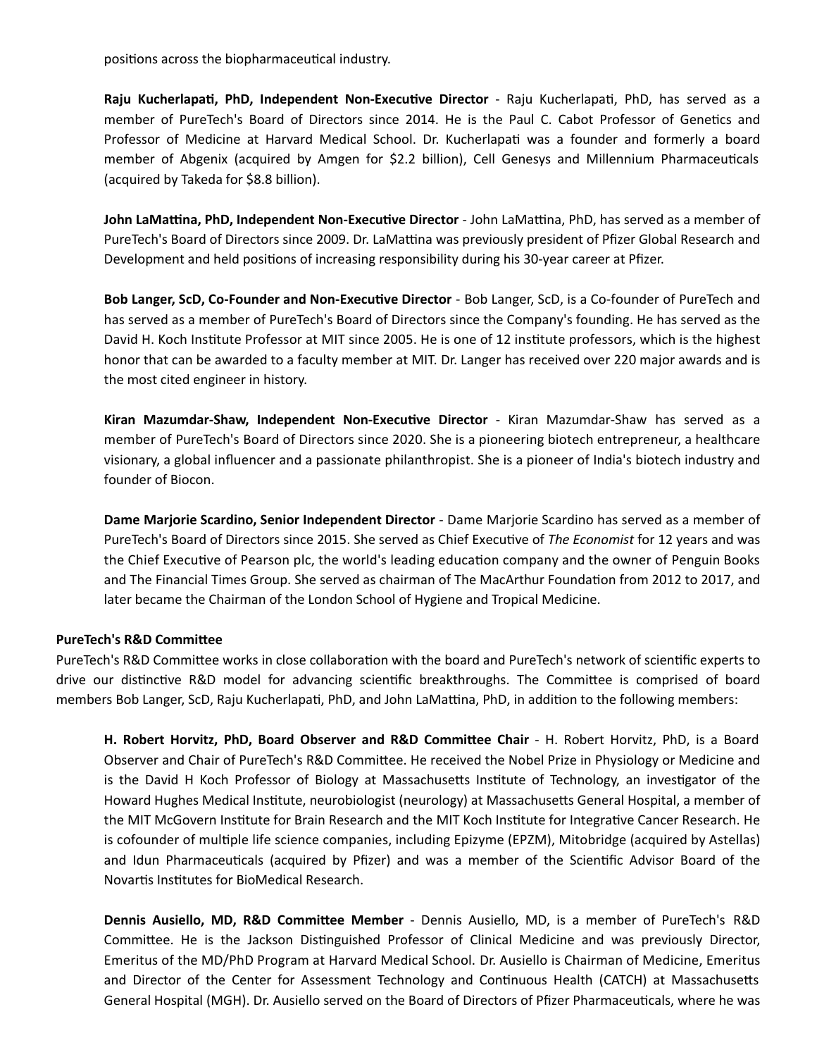positions across the biopharmaceutical industry.

**Raju Kucherlapati, PhD, Independent Non-Executive Director** - Raju Kucherlapati, PhD, has served as a member of PureTech's Board of Directors since 2014. He is the Paul C. Cabot Professor of Genetics and Professor of Medicine at Harvard Medical School. Dr. Kucherlapati was a founder and formerly a board member of Abgenix (acquired by Amgen for $2.2 billion), Cell Genesys and Millennium Pharmaceuticals (acquired by Takeda for $8.8 billion).

**John LaMattina, PhD, Independent Non-Executive Director** - John LaMattina, PhD, has served as a member of PureTech's Board of Directors since 2009. Dr. LaMattina was previously president of Pfizer Global Research and Development and held positions of increasing responsibility during his 30-year career at Pfizer.

**Bob Langer, ScD, Co-Founder and Non-Executive Director** - Bob Langer, ScD, is a Co-founder of PureTech and has served as a member of PureTech's Board of Directors since the Company's founding. He has served as the David H. Koch Institute Professor at MIT since 2005. He is one of 12 institute professors, which is the highest honor that can be awarded to a faculty member at MIT. Dr. Langer has received over 220 major awards and is the most cited engineer in history.

**Kiran Mazumdar-Shaw, Independent Non-Executive Director** - Kiran Mazumdar-Shaw has served as a member of PureTech's Board of Directors since 2020. She is a pioneering biotech entrepreneur, a healthcare visionary, a global influencer and a passionate philanthropist. She is a pioneer of India's biotech industry and founder of Biocon.

**Dame Marjorie Scardino, Senior Independent Director** - Dame Marjorie Scardino has served as a member of PureTech's Board of Directors since 2015. She served as Chief Executive of *The Economist* for 12 years and was the Chief Executive of Pearson plc, the world's leading education company and the owner of Penguin Books and The Financial Times Group. She served as chairman of The MacArthur Foundation from 2012 to 2017, and later became the Chairman of the London School of Hygiene and Tropical Medicine.

**PureTech's R&D Committee**

PureTech's R&D Committee works in close collaboration with the board and PureTech's network of scientific experts to drive our distinctive R&D model for advancing scientific breakthroughs. The Committee is comprised of board members Bob Langer, ScD, Raju Kucherlapati, PhD, and John LaMattina, PhD, in addition to the following members:

**H. Robert Horvitz, PhD, Board Observer and R&D Committee Chair** - H. Robert Horvitz, PhD, is a Board Observer and Chair of PureTech's R&D Committee. He received the Nobel Prize in Physiology or Medicine and is the David H Koch Professor of Biology at Massachusetts Institute of Technology, an investigator of the Howard Hughes Medical Institute, neurobiologist (neurology) at Massachusetts General Hospital, a member of the MIT McGovern Institute for Brain Research and the MIT Koch Institute for Integrative Cancer Research. He is cofounder of multiple life science companies, including Epizyme (EPZM), Mitobridge (acquired by Astellas) and Idun Pharmaceuticals (acquired by Pfizer) and was a member of the Scientific Advisor Board of the Novartis Institutes for BioMedical Research.

**Dennis Ausiello, MD, R&D Committee Member** - Dennis Ausiello, MD, is a member of PureTech's R&D Committee. He is the Jackson Distinguished Professor of Clinical Medicine and was previously Director, Emeritus of the MD/PhD Program at Harvard Medical School. Dr. Ausiello is Chairman of Medicine, Emeritus and Director of the Center for Assessment Technology and Continuous Health (CATCH) at Massachusetts General Hospital (MGH). Dr. Ausiello served on the Board of Directors of Pfizer Pharmaceuticals, where he was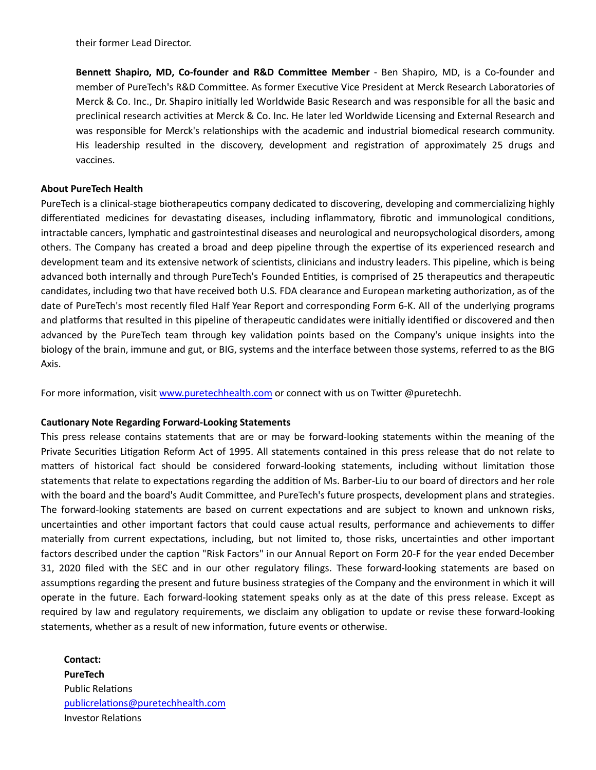their former Lead Director.

**Bennett Shapiro, MD, Co-founder and R&D Committee Member** - Ben Shapiro, MD, is a Co-founder and member of PureTech's R&D Committee. As former Executive Vice President at Merck Research Laboratories of Merck & Co. Inc., Dr. Shapiro initially led Worldwide Basic Research and was responsible for all the basic and preclinical research activities at Merck & Co. Inc. He later led Worldwide Licensing and External Research and was responsible for Merck's relationships with the academic and industrial biomedical research community. His leadership resulted in the discovery, development and registration of approximately 25 drugs and vaccines.

**About PureTech Health**

PureTech is a clinical-stage biotherapeutics company dedicated to discovering, developing and commercializing highly differentiated medicines for devastating diseases, including inflammatory, fibrotic and immunological conditions, intractable cancers, lymphatic and gastrointestinal diseases and neurological and neuropsychological disorders, among others. The Company has created a broad and deep pipeline through the expertise of its experienced research and development team and its extensive network of scientists, clinicians and industry leaders. This pipeline, which is being advanced both internally and through PureTech's Founded Entities, is comprised of 25 therapeutics and therapeutic candidates, including two that have received both U.S. FDA clearance and European marketing authorization, as of the date of PureTech's most recently filed Half Year Report and corresponding Form 6-K. All of the underlying programs and platforms that resulted in this pipeline of therapeutic candidates were initially identified or discovered and then advanced by the PureTech team through key validation points based on the Company's unique insights into the biology of the brain, immune and gut, or BIG, systems and the interface between those systems, referred to as the BIG Axis.

For more information, visit [www.puretechhealth.com](http://www.puretechhealth.com) or connect with us on Twitter @puretechh.

**Cautionary Note Regarding Forward-Looking Statements**

This press release contains statements that are or may be forward-looking statements within the meaning of the Private Securities Litigation Reform Act of 1995. All statements contained in this press release that do not relate to matters of historical fact should be considered forward-looking statements, including without limitation those statements that relate to expectations regarding the addition of Ms. Barber-Liu to our board of directors and her role with the board and the board's Audit Committee, and PureTech's future prospects, development plans and strategies. The forward-looking statements are based on current expectations and are subject to known and unknown risks, uncertainties and other important factors that could cause actual results, performance and achievements to differ materially from current expectations, including, but not limited to, those risks, uncertainties and other important factors described under the caption "Risk Factors" in our Annual Report on Form 20-F for the year ended December 31, 2020 filed with the SEC and in our other regulatory filings. These forward-looking statements are based on assumptions regarding the present and future business strategies of the Company and the environment in which it will operate in the future. Each forward-looking statement speaks only as at the date of this press release. Except as required by law and regulatory requirements, we disclaim any obligation to update or revise these forward-looking statements, whether as a result of new information, future events or otherwise.

**Contact:**
**PureTech**
Public Relations
[publicrelations@puretechhealth.com](mailto:publicrelations@puretechhealth.com)
Investor Relations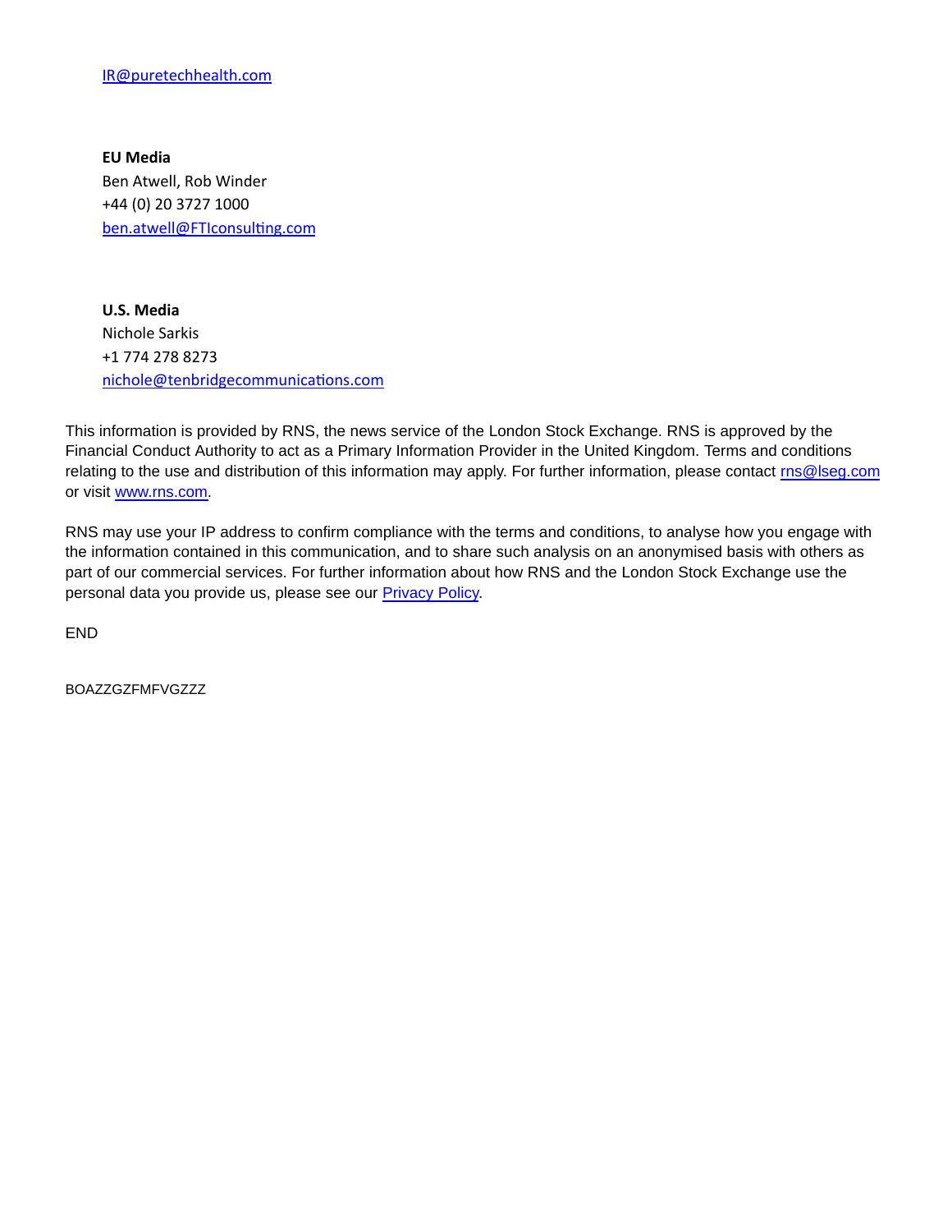IR@puretechhealth.com

**EU Media**
Ben Atwell, Rob Winder
+44 (0) 20 3727 1000
ben.atwell@FTIconsulting.com

**U.S. Media**
Nichole Sarkis
+1 774 278 8273
nichole@tenbridgecommunications.com

This information is provided by RNS, the news service of the London Stock Exchange. RNS is approved by the Financial Conduct Authority to act as a Primary Information Provider in the United Kingdom. Terms and conditions relating to the use and distribution of this information may apply. For further information, please contact rns@lseg.com or visit www.rns.com.

RNS may use your IP address to confirm compliance with the terms and conditions, to analyse how you engage with the information contained in this communication, and to share such analysis on an anonymised basis with others as part of our commercial services. For further information about how RNS and the London Stock Exchange use the personal data you provide us, please see our Privacy Policy.

END

BOAZZGZFMFVGZZZ